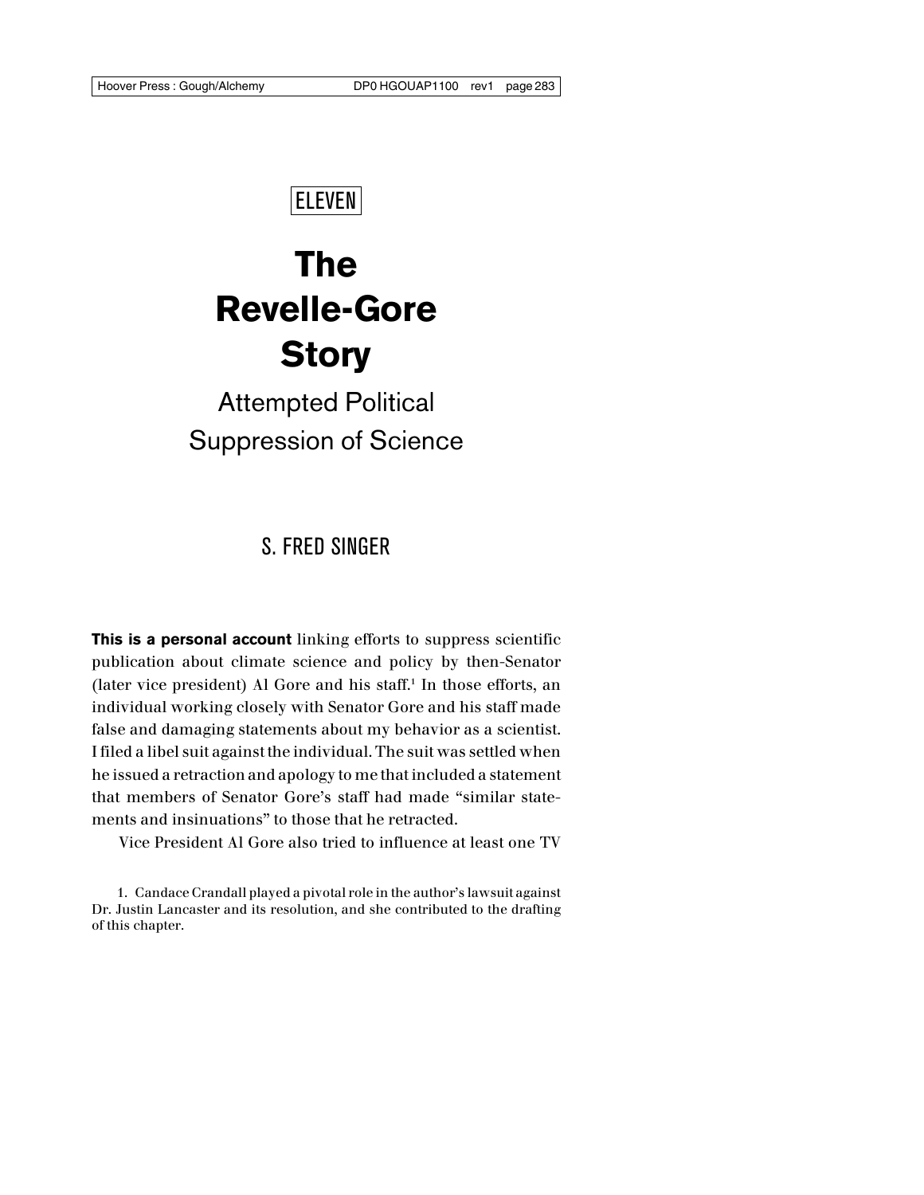ELEVEN

# The Revelle-Gore Story

## Attempted Political Suppression of Science

S. FRED SINGER

**This is a personal account** linking efforts to suppress scientific publication about climate science and policy by then-Senator (later vice president) Al Gore and his staff.[1] In those efforts, an individual working closely with Senator Gore and his staff made false and damaging statements about my behavior as a scientist. I filed a libel suit against the individual. The suit was settled when he issued a retraction and apology to me that included a statement that members of Senator Gore's staff had made "similar statements and insinuations" to those that he retracted.

Vice President Al Gore also tried to influence at least one TV

1. Candace Crandall played a pivotal role in the author's lawsuit against Dr. Justin Lancaster and its resolution, and she contributed to the drafting of this chapter.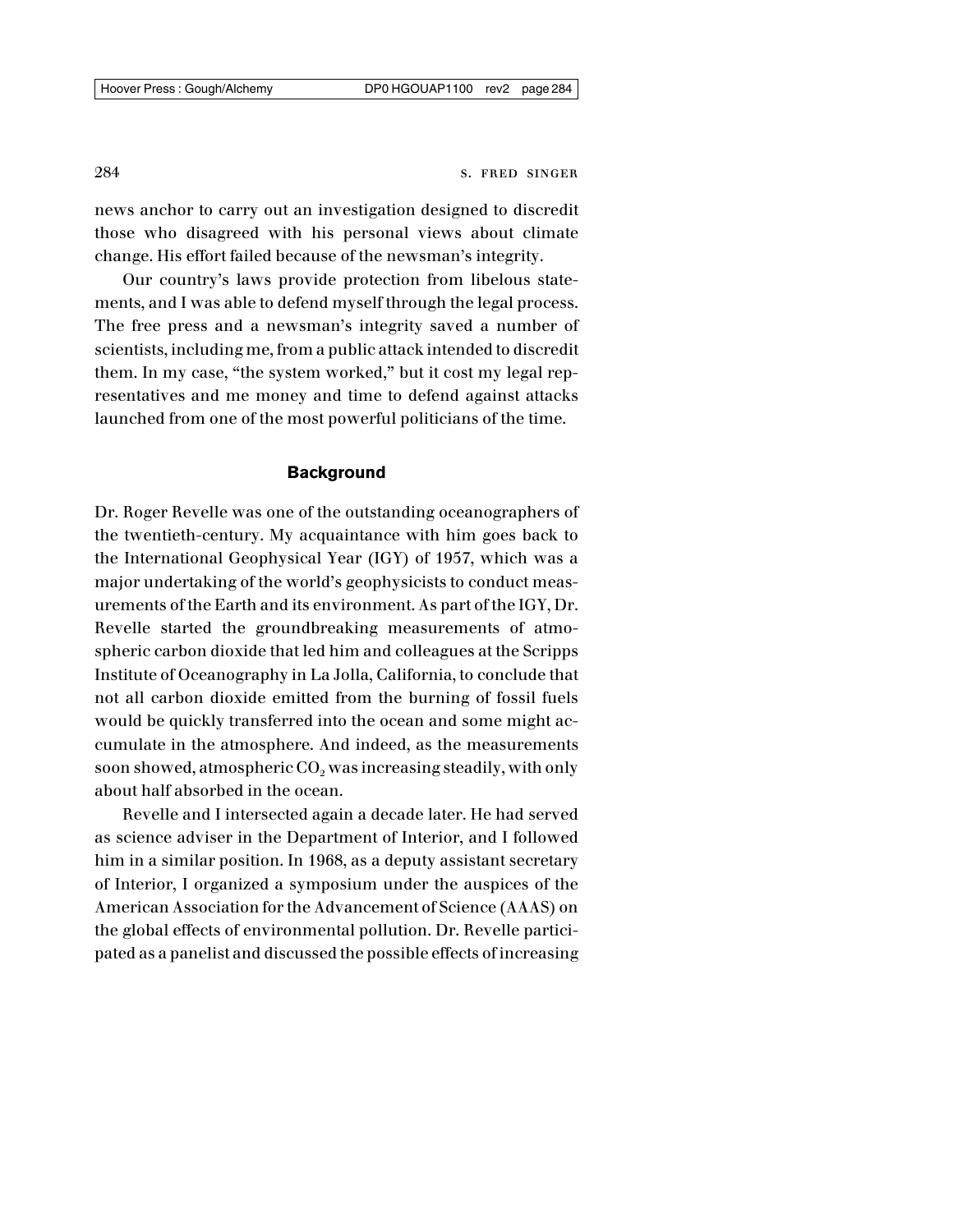news anchor to carry out an investigation designed to discredit those who disagreed with his personal views about climate change. His effort failed because of the newsman's integrity.

Our country's laws provide protection from libelous statements, and I was able to defend myself through the legal process. The free press and a newsman's integrity saved a number of scientists, including me, from a public attack intended to discredit them. In my case, "the system worked," but it cost my legal representatives and me money and time to defend against attacks launched from one of the most powerful politicians of the time.

## Background

Dr. Roger Revelle was one of the outstanding oceanographers of the twentieth-century. My acquaintance with him goes back to the International Geophysical Year (IGY) of 1957, which was a major undertaking of the world's geophysicists to conduct measurements of the Earth and its environment. As part of the IGY, Dr. Revelle started the groundbreaking measurements of atmospheric carbon dioxide that led him and colleagues at the Scripps Institute of Oceanography in La Jolla, California, to conclude that not all carbon dioxide emitted from the burning of fossil fuels would be quickly transferred into the ocean and some might accumulate in the atmosphere. And indeed, as the measurements soon showed, atmospheric $CO_2$ was increasing steadily, with only about half absorbed in the ocean.

Revelle and I intersected again a decade later. He had served as science adviser in the Department of Interior, and I followed him in a similar position. In 1968, as a deputy assistant secretary of Interior, I organized a symposium under the auspices of the American Association for the Advancement of Science (AAAS) on the global effects of environmental pollution. Dr. Revelle participated as a panelist and discussed the possible effects of increasing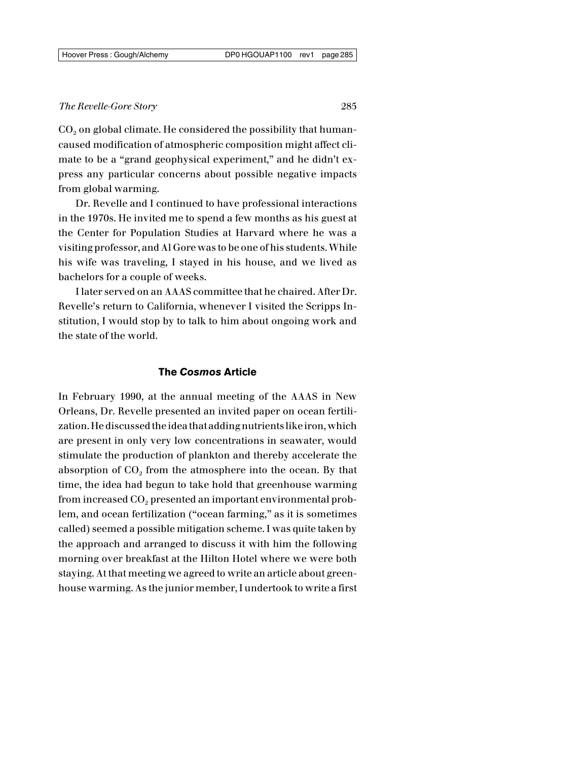$CO_2$ on global climate. He considered the possibility that human-caused modification of atmospheric composition might affect climate to be a "grand geophysical experiment," and he didn't express any particular concerns about possible negative impacts from global warming.

Dr. Revelle and I continued to have professional interactions in the 1970s. He invited me to spend a few months as his guest at the Center for Population Studies at Harvard where he was a visiting professor, and Al Gore was to be one of his students. While his wife was traveling, I stayed in his house, and we lived as bachelors for a couple of weeks.

I later served on an AAAS committee that he chaired. After Dr. Revelle's return to California, whenever I visited the Scripps Institution, I would stop by to talk to him about ongoing work and the state of the world.

## The *Cosmos* Article

In February 1990, at the annual meeting of the AAAS in New Orleans, Dr. Revelle presented an invited paper on ocean fertilization. He discussed the idea that adding nutrients like iron, which are present in only very low concentrations in seawater, would stimulate the production of plankton and thereby accelerate the absorption of $CO_2$ from the atmosphere into the ocean. By that time, the idea had begun to take hold that greenhouse warming from increased $CO_2$ presented an important environmental problem, and ocean fertilization ("ocean farming," as it is sometimes called) seemed a possible mitigation scheme. I was quite taken by the approach and arranged to discuss it with him the following morning over breakfast at the Hilton Hotel where we were both staying. At that meeting we agreed to write an article about greenhouse warming. As the junior member, I undertook to write a first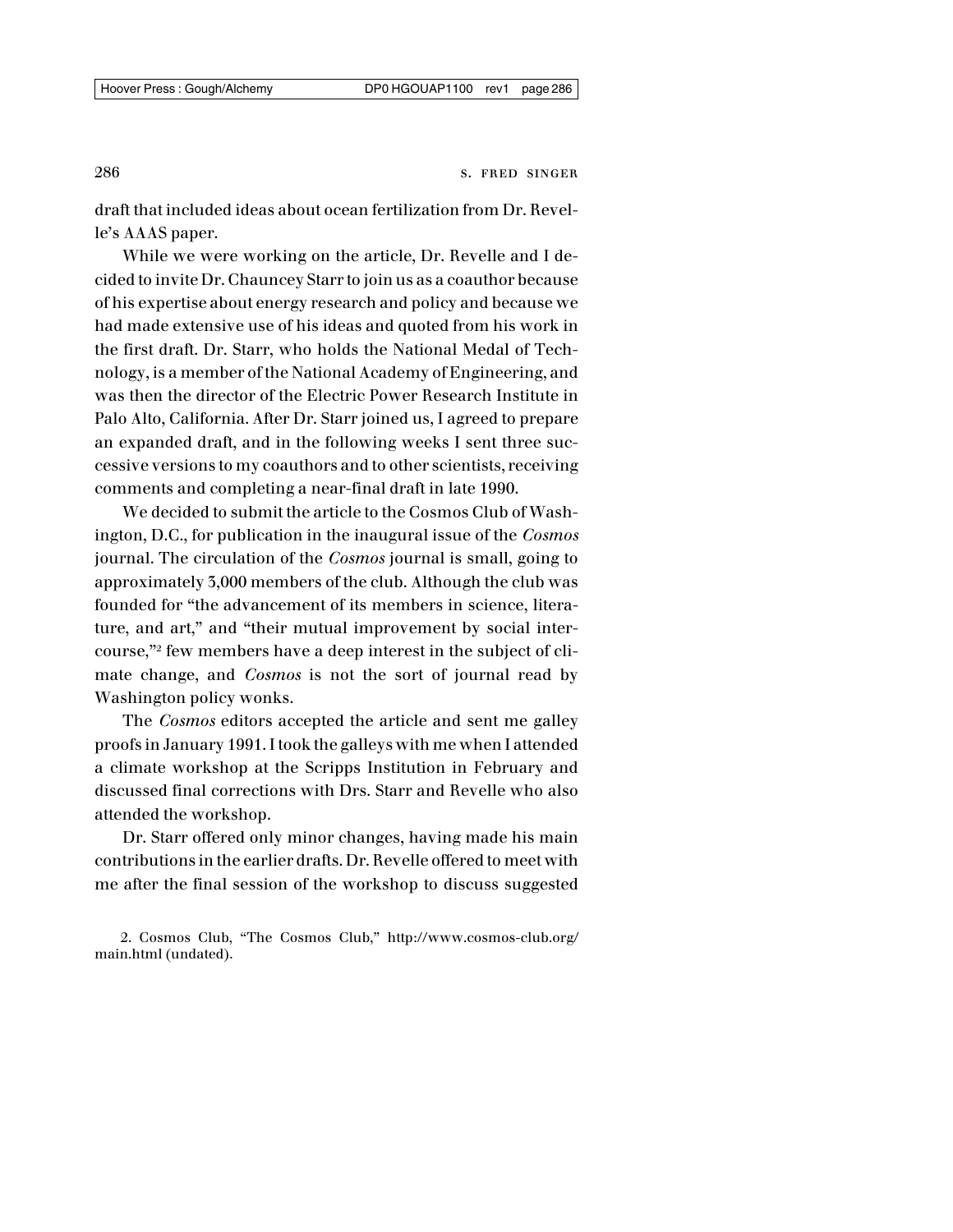draft that included ideas about ocean fertilization from Dr. Revelle's AAAS paper.

While we were working on the article, Dr. Revelle and I decided to invite Dr. Chauncey Starr to join us as a coauthor because of his expertise about energy research and policy and because we had made extensive use of his ideas and quoted from his work in the first draft. Dr. Starr, who holds the National Medal of Technology, is a member of the National Academy of Engineering, and was then the director of the Electric Power Research Institute in Palo Alto, California. After Dr. Starr joined us, I agreed to prepare an expanded draft, and in the following weeks I sent three successive versions to my coauthors and to other scientists, receiving comments and completing a near-final draft in late 1990.

We decided to submit the article to the Cosmos Club of Washington, D.C., for publication in the inaugural issue of the *Cosmos* journal. The circulation of the *Cosmos* journal is small, going to approximately 3,000 members of the club. Although the club was founded for "the advancement of its members in science, literature, and art," and "their mutual improvement by social intercourse,"[2] few members have a deep interest in the subject of climate change, and *Cosmos* is not the sort of journal read by Washington policy wonks.

The *Cosmos* editors accepted the article and sent me galley proofs in January 1991. I took the galleys with me when I attended a climate workshop at the Scripps Institution in February and discussed final corrections with Drs. Starr and Revelle who also attended the workshop.

Dr. Starr offered only minor changes, having made his main contributions in the earlier drafts. Dr. Revelle offered to meet with me after the final session of the workshop to discuss suggested

2. Cosmos Club, "The Cosmos Club," http://www.cosmos-club.org/main.html (undated).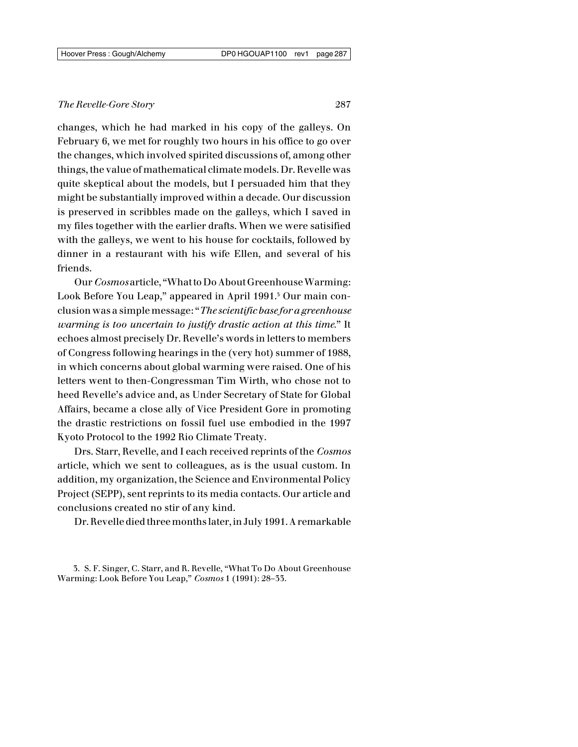changes, which he had marked in his copy of the galleys. On February 6, we met for roughly two hours in his office to go over the changes, which involved spirited discussions of, among other things, the value of mathematical climate models. Dr. Revelle was quite skeptical about the models, but I persuaded him that they might be substantially improved within a decade. Our discussion is preserved in scribbles made on the galleys, which I saved in my files together with the earlier drafts. When we were satisified with the galleys, we went to his house for cocktails, followed by dinner in a restaurant with his wife Ellen, and several of his friends.

Our *Cosmos* article, "What to Do About Greenhouse Warming: Look Before You Leap," appeared in April 1991.[3] Our main conclusion was a simple message: "*The scientific base for a greenhouse warming is too uncertain to justify drastic action at this time.*" It echoes almost precisely Dr. Revelle's words in letters to members of Congress following hearings in the (very hot) summer of 1988, in which concerns about global warming were raised. One of his letters went to then-Congressman Tim Wirth, who chose not to heed Revelle's advice and, as Under Secretary of State for Global Affairs, became a close ally of Vice President Gore in promoting the drastic restrictions on fossil fuel use embodied in the 1997 Kyoto Protocol to the 1992 Rio Climate Treaty.

Drs. Starr, Revelle, and I each received reprints of the *Cosmos* article, which we sent to colleagues, as is the usual custom. In addition, my organization, the Science and Environmental Policy Project (SEPP), sent reprints to its media contacts. Our article and conclusions created no stir of any kind.

Dr. Revelle died three months later, in July 1991. A remarkable

3. S. F. Singer, C. Starr, and R. Revelle, "What To Do About Greenhouse Warming: Look Before You Leap," *Cosmos* 1 (1991): 28–33.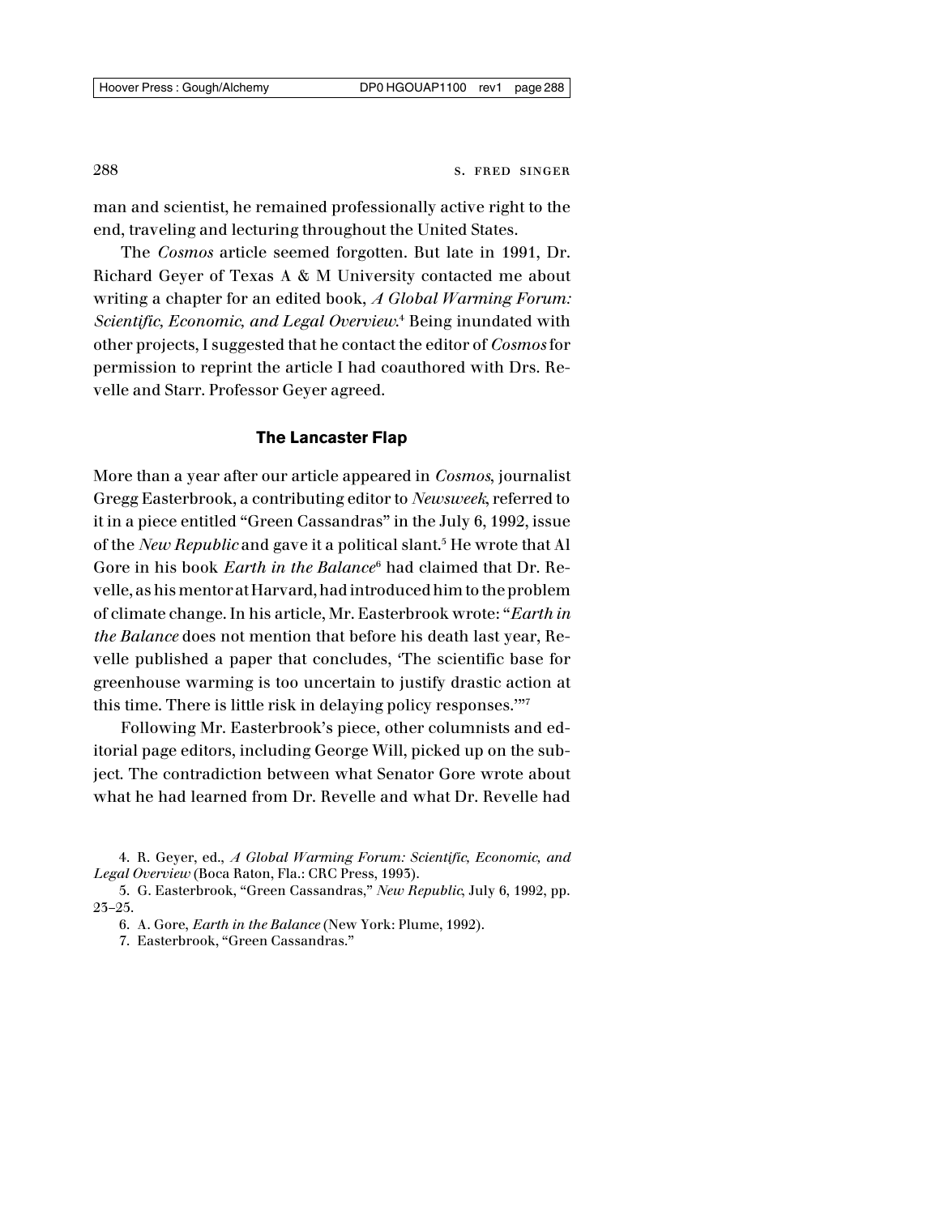man and scientist, he remained professionally active right to the end, traveling and lecturing throughout the United States.

The *Cosmos* article seemed forgotten. But late in 1991, Dr. Richard Geyer of Texas A & M University contacted me about writing a chapter for an edited book, *A Global Warming Forum: Scientific, Economic, and Legal Overview*.[4] Being inundated with other projects, I suggested that he contact the editor of *Cosmos* for permission to reprint the article I had coauthored with Drs. Revelle and Starr. Professor Geyer agreed.

### The Lancaster Flap

More than a year after our article appeared in *Cosmos*, journalist Gregg Easterbrook, a contributing editor to *Newsweek*, referred to it in a piece entitled "Green Cassandras" in the July 6, 1992, issue of the *New Republic* and gave it a political slant.[5] He wrote that Al Gore in his book *Earth in the Balance*[6] had claimed that Dr. Revelle, as his mentor at Harvard, had introduced him to the problem of climate change. In his article, Mr. Easterbrook wrote: "*Earth in the Balance* does not mention that before his death last year, Revelle published a paper that concludes, 'The scientific base for greenhouse warming is too uncertain to justify drastic action at this time. There is little risk in delaying policy responses.'"[7]

Following Mr. Easterbrook's piece, other columnists and editorial page editors, including George Will, picked up on the subject. The contradiction between what Senator Gore wrote about what he had learned from Dr. Revelle and what Dr. Revelle had

4. R. Geyer, ed., *A Global Warming Forum: Scientific, Economic, and Legal Overview* (Boca Raton, Fla.: CRC Press, 1993).

5. G. Easterbrook, "Green Cassandras," *New Republic*, July 6, 1992, pp. 23–25.

6. A. Gore, *Earth in the Balance* (New York: Plume, 1992).

7. Easterbrook, "Green Cassandras."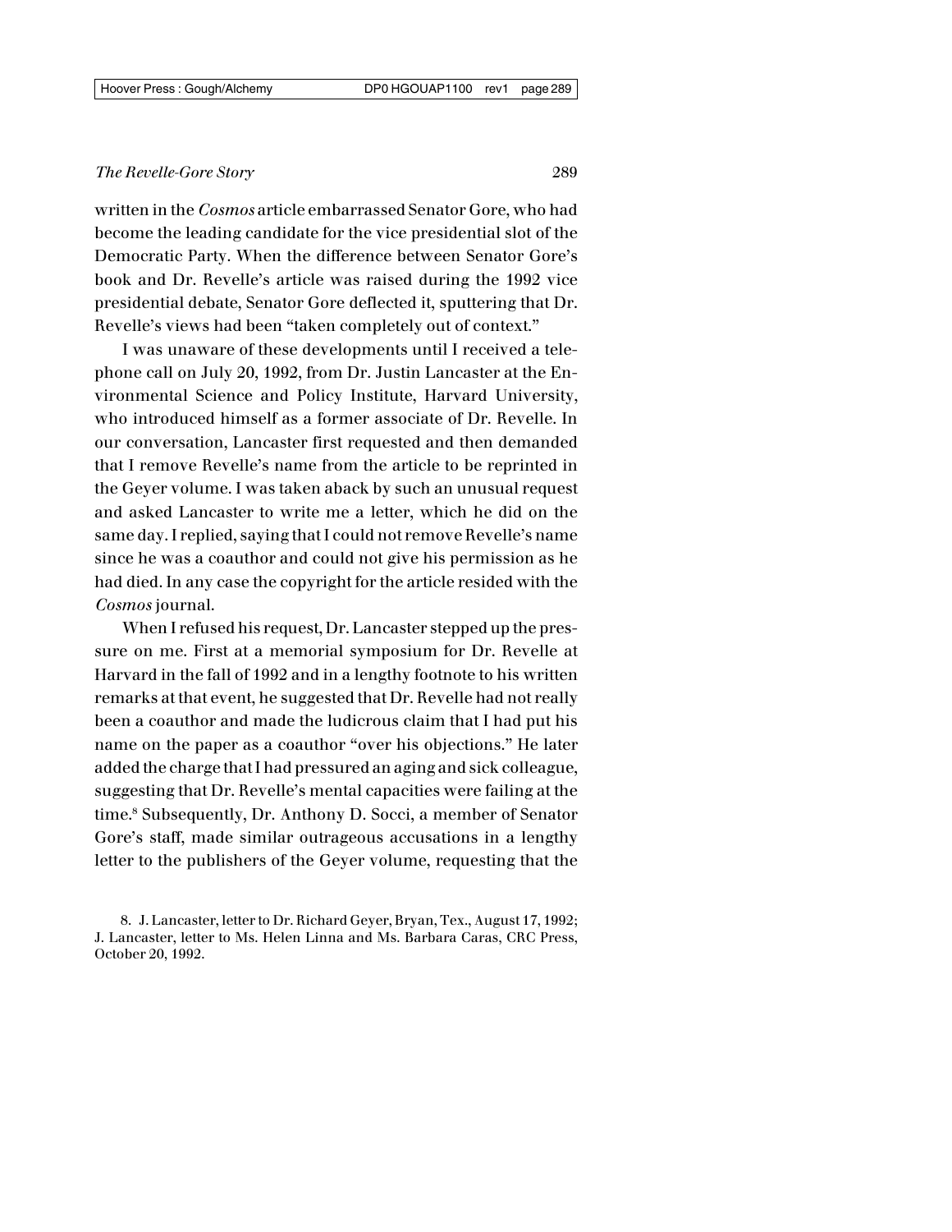written in the *Cosmos* article embarrassed Senator Gore, who had become the leading candidate for the vice presidential slot of the Democratic Party. When the difference between Senator Gore's book and Dr. Revelle's article was raised during the 1992 vice presidential debate, Senator Gore deflected it, sputtering that Dr. Revelle's views had been "taken completely out of context."

I was unaware of these developments until I received a telephone call on July 20, 1992, from Dr. Justin Lancaster at the Environmental Science and Policy Institute, Harvard University, who introduced himself as a former associate of Dr. Revelle. In our conversation, Lancaster first requested and then demanded that I remove Revelle's name from the article to be reprinted in the Geyer volume. I was taken aback by such an unusual request and asked Lancaster to write me a letter, which he did on the same day. I replied, saying that I could not remove Revelle's name since he was a coauthor and could not give his permission as he had died. In any case the copyright for the article resided with the *Cosmos* journal.

When I refused his request, Dr. Lancaster stepped up the pressure on me. First at a memorial symposium for Dr. Revelle at Harvard in the fall of 1992 and in a lengthy footnote to his written remarks at that event, he suggested that Dr. Revelle had not really been a coauthor and made the ludicrous claim that I had put his name on the paper as a coauthor "over his objections." He later added the charge that I had pressured an aging and sick colleague, suggesting that Dr. Revelle's mental capacities were failing at the time.[8] Subsequently, Dr. Anthony D. Socci, a member of Senator Gore's staff, made similar outrageous accusations in a lengthy letter to the publishers of the Geyer volume, requesting that the

8. J. Lancaster, letter to Dr. Richard Geyer, Bryan, Tex., August 17, 1992; J. Lancaster, letter to Ms. Helen Linna and Ms. Barbara Caras, CRC Press, October 20, 1992.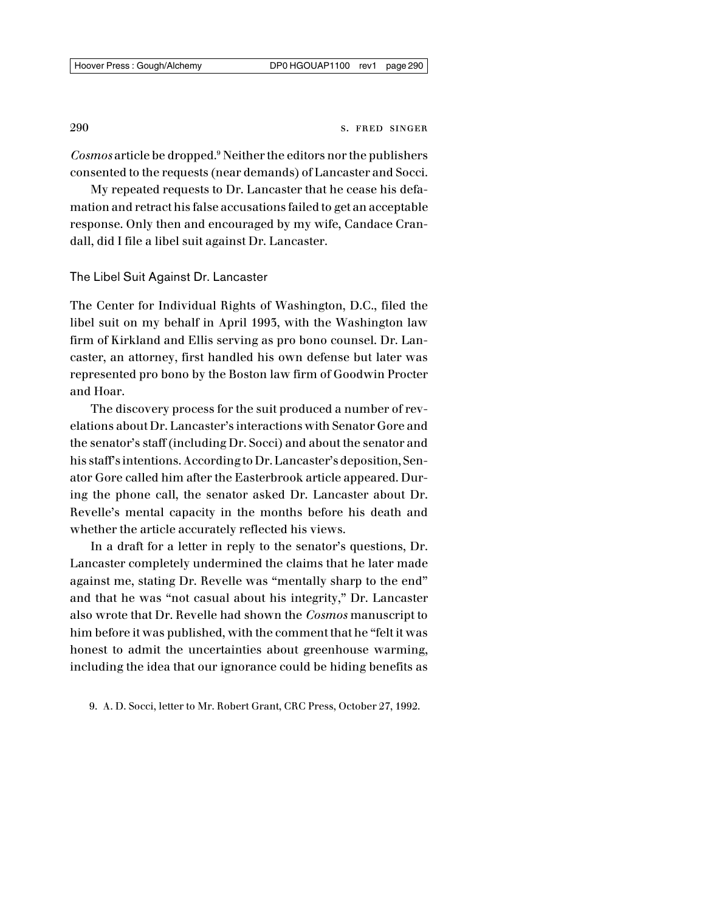*Cosmos* article be dropped.[9] Neither the editors nor the publishers consented to the requests (near demands) of Lancaster and Socci.

My repeated requests to Dr. Lancaster that he cease his defamation and retract his false accusations failed to get an acceptable response. Only then and encouraged by my wife, Candace Crandall, did I file a libel suit against Dr. Lancaster.

## The Libel Suit Against Dr. Lancaster

The Center for Individual Rights of Washington, D.C., filed the libel suit on my behalf in April 1993, with the Washington law firm of Kirkland and Ellis serving as pro bono counsel. Dr. Lancaster, an attorney, first handled his own defense but later was represented pro bono by the Boston law firm of Goodwin Procter and Hoar.

The discovery process for the suit produced a number of revelations about Dr. Lancaster's interactions with Senator Gore and the senator's staff (including Dr. Socci) and about the senator and his staff's intentions. According to Dr. Lancaster's deposition, Senator Gore called him after the Easterbrook article appeared. During the phone call, the senator asked Dr. Lancaster about Dr. Revelle's mental capacity in the months before his death and whether the article accurately reflected his views.

In a draft for a letter in reply to the senator's questions, Dr. Lancaster completely undermined the claims that he later made against me, stating Dr. Revelle was "mentally sharp to the end" and that he was "not casual about his integrity," Dr. Lancaster also wrote that Dr. Revelle had shown the *Cosmos* manuscript to him before it was published, with the comment that he "felt it was honest to admit the uncertainties about greenhouse warming, including the idea that our ignorance could be hiding benefits as

9. A. D. Socci, letter to Mr. Robert Grant, CRC Press, October 27, 1992.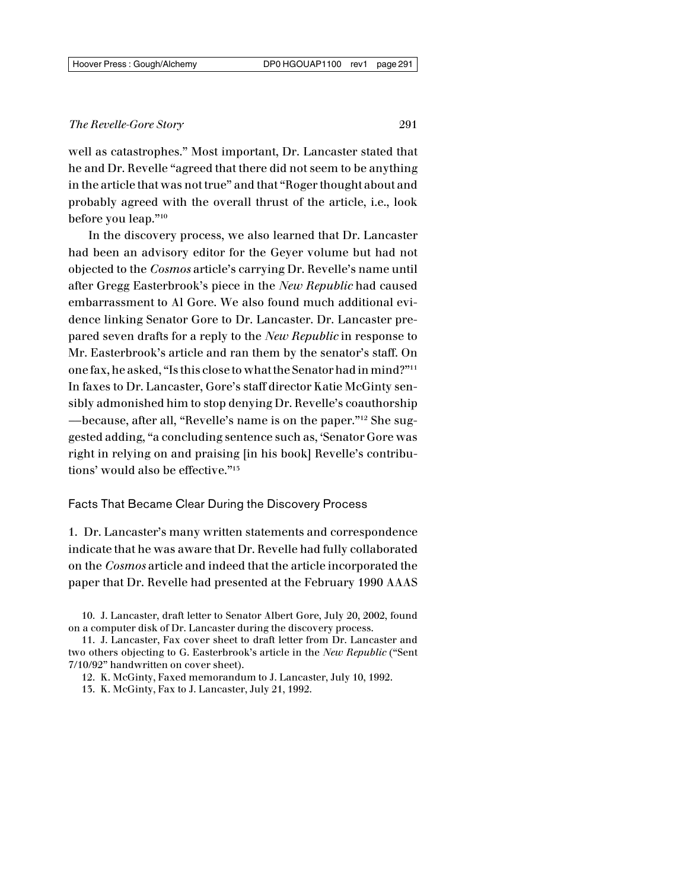well as catastrophes." Most important, Dr. Lancaster stated that he and Dr. Revelle "agreed that there did not seem to be anything in the article that was not true" and that "Roger thought about and probably agreed with the overall thrust of the article, i.e., look before you leap."[10]

In the discovery process, we also learned that Dr. Lancaster had been an advisory editor for the Geyer volume but had not objected to the *Cosmos* article's carrying Dr. Revelle's name until after Gregg Easterbrook's piece in the *New Republic* had caused embarrassment to Al Gore. We also found much additional evidence linking Senator Gore to Dr. Lancaster. Dr. Lancaster prepared seven drafts for a reply to the *New Republic* in response to Mr. Easterbrook's article and ran them by the senator's staff. On one fax, he asked, "Is this close to what the Senator had in mind?"[11] In faxes to Dr. Lancaster, Gore's staff director Katie McGinty sensibly admonished him to stop denying Dr. Revelle's coauthorship —because, after all, "Revelle's name is on the paper."[12] She suggested adding, "a concluding sentence such as, 'Senator Gore was right in relying on and praising [in his book] Revelle's contributions' would also be effective."[13]

## Facts That Became Clear During the Discovery Process

1. Dr. Lancaster's many written statements and correspondence indicate that he was aware that Dr. Revelle had fully collaborated on the *Cosmos* article and indeed that the article incorporated the paper that Dr. Revelle had presented at the February 1990 AAAS

10. J. Lancaster, draft letter to Senator Albert Gore, July 20, 2002, found on a computer disk of Dr. Lancaster during the discovery process.

11. J. Lancaster, Fax cover sheet to draft letter from Dr. Lancaster and two others objecting to G. Easterbrook's article in the *New Republic* ("Sent 7/10/92" handwritten on cover sheet).

12. K. McGinty, Faxed memorandum to J. Lancaster, July 10, 1992.

13. K. McGinty, Fax to J. Lancaster, July 21, 1992.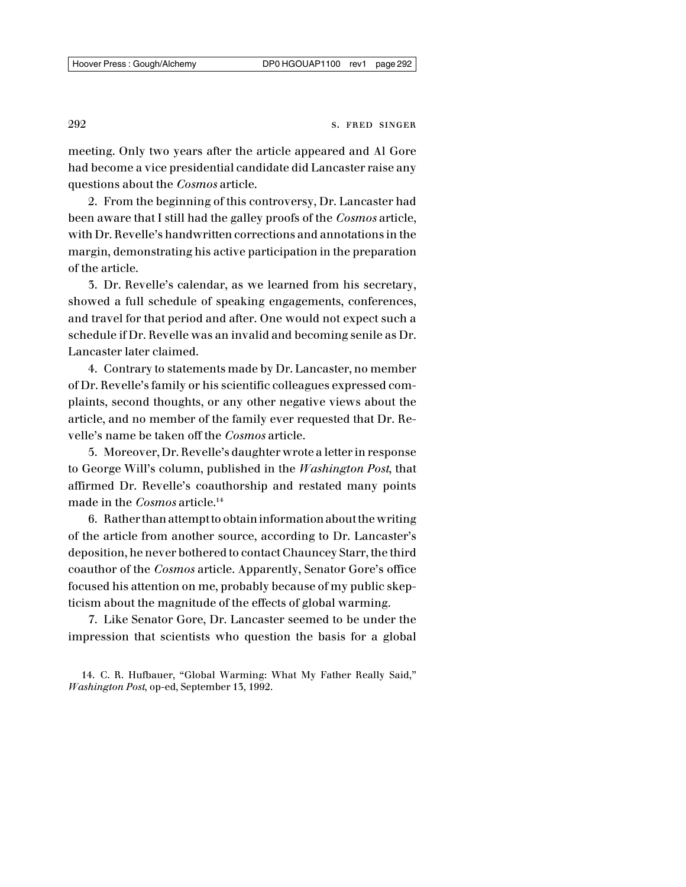meeting. Only two years after the article appeared and Al Gore had become a vice presidential candidate did Lancaster raise any questions about the *Cosmos* article.

2. From the beginning of this controversy, Dr. Lancaster had been aware that I still had the galley proofs of the *Cosmos* article, with Dr. Revelle's handwritten corrections and annotations in the margin, demonstrating his active participation in the preparation of the article.

3. Dr. Revelle's calendar, as we learned from his secretary, showed a full schedule of speaking engagements, conferences, and travel for that period and after. One would not expect such a schedule if Dr. Revelle was an invalid and becoming senile as Dr. Lancaster later claimed.

4. Contrary to statements made by Dr. Lancaster, no member of Dr. Revelle's family or his scientific colleagues expressed complaints, second thoughts, or any other negative views about the article, and no member of the family ever requested that Dr. Revelle's name be taken off the *Cosmos* article.

5. Moreover, Dr. Revelle's daughter wrote a letter in response to George Will's column, published in the *Washington Post*, that affirmed Dr. Revelle's coauthorship and restated many points made in the *Cosmos* article.[14]

6. Rather than attempt to obtain information about the writing of the article from another source, according to Dr. Lancaster's deposition, he never bothered to contact Chauncey Starr, the third coauthor of the *Cosmos* article. Apparently, Senator Gore's office focused his attention on me, probably because of my public skepticism about the magnitude of the effects of global warming.

7. Like Senator Gore, Dr. Lancaster seemed to be under the impression that scientists who question the basis for a global

14. C. R. Hufbauer, "Global Warming: What My Father Really Said," *Washington Post*, op-ed, September 13, 1992.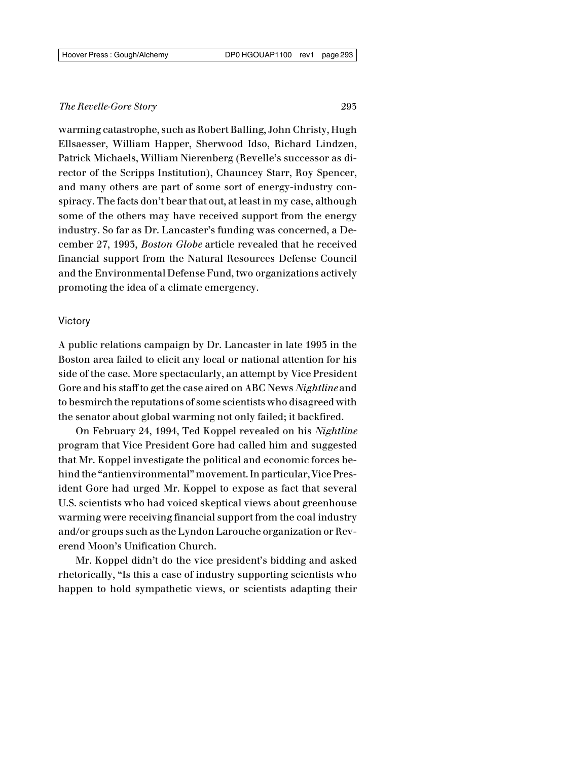warming catastrophe, such as Robert Balling, John Christy, Hugh Ellsaesser, William Happer, Sherwood Idso, Richard Lindzen, Patrick Michaels, William Nierenberg (Revelle's successor as director of the Scripps Institution), Chauncey Starr, Roy Spencer, and many others are part of some sort of energy-industry conspiracy. The facts don't bear that out, at least in my case, although some of the others may have received support from the energy industry. So far as Dr. Lancaster's funding was concerned, a December 27, 1993, *Boston Globe* article revealed that he received financial support from the Natural Resources Defense Council and the Environmental Defense Fund, two organizations actively promoting the idea of a climate emergency.

## Victory

A public relations campaign by Dr. Lancaster in late 1993 in the Boston area failed to elicit any local or national attention for his side of the case. More spectacularly, an attempt by Vice President Gore and his staff to get the case aired on ABC News *Nightline* and to besmirch the reputations of some scientists who disagreed with the senator about global warming not only failed; it backfired.

On February 24, 1994, Ted Koppel revealed on his *Nightline* program that Vice President Gore had called him and suggested that Mr. Koppel investigate the political and economic forces behind the "antienvironmental" movement. In particular, Vice President Gore had urged Mr. Koppel to expose as fact that several U.S. scientists who had voiced skeptical views about greenhouse warming were receiving financial support from the coal industry and/or groups such as the Lyndon Larouche organization or Reverend Moon's Unification Church.

Mr. Koppel didn't do the vice president's bidding and asked rhetorically, "Is this a case of industry supporting scientists who happen to hold sympathetic views, or scientists adapting their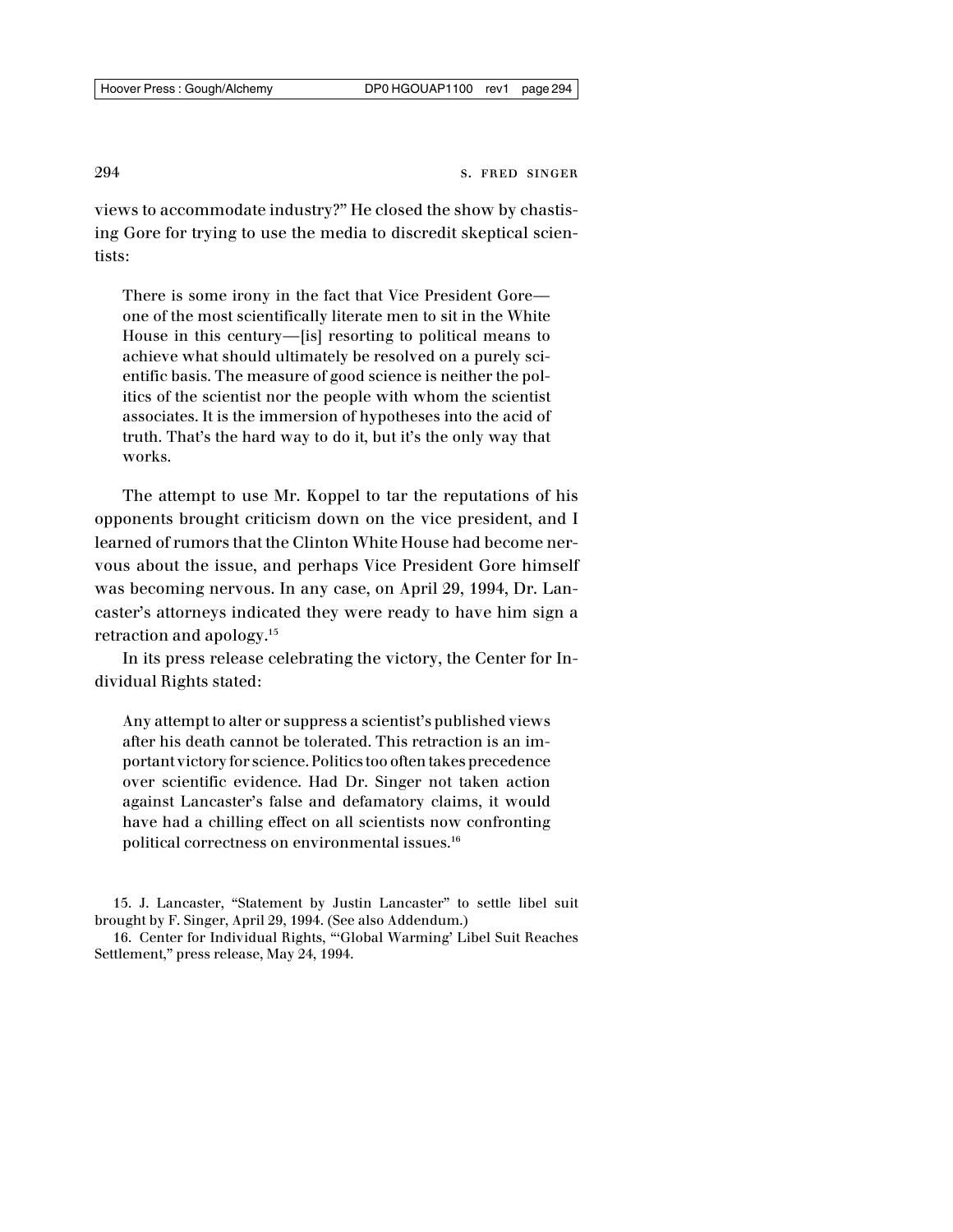views to accommodate industry?" He closed the show by chastising Gore for trying to use the media to discredit skeptical scientists:

> There is some irony in the fact that Vice President Gore—one of the most scientifically literate men to sit in the White House in this century—[is] resorting to political means to achieve what should ultimately be resolved on a purely scientific basis. The measure of good science is neither the politics of the scientist nor the people with whom the scientist associates. It is the immersion of hypotheses into the acid of truth. That's the hard way to do it, but it's the only way that works.

The attempt to use Mr. Koppel to tar the reputations of his opponents brought criticism down on the vice president, and I learned of rumors that the Clinton White House had become nervous about the issue, and perhaps Vice President Gore himself was becoming nervous. In any case, on April 29, 1994, Dr. Lancaster's attorneys indicated they were ready to have him sign a retraction and apology.[15]

In its press release celebrating the victory, the Center for Individual Rights stated:

> Any attempt to alter or suppress a scientist's published views after his death cannot be tolerated. This retraction is an important victory for science. Politics too often takes precedence over scientific evidence. Had Dr. Singer not taken action against Lancaster's false and defamatory claims, it would have had a chilling effect on all scientists now confronting political correctness on environmental issues.[16]

15. J. Lancaster, "Statement by Justin Lancaster" to settle libel suit brought by F. Singer, April 29, 1994. (See also Addendum.)

16. Center for Individual Rights, "'Global Warming' Libel Suit Reaches Settlement," press release, May 24, 1994.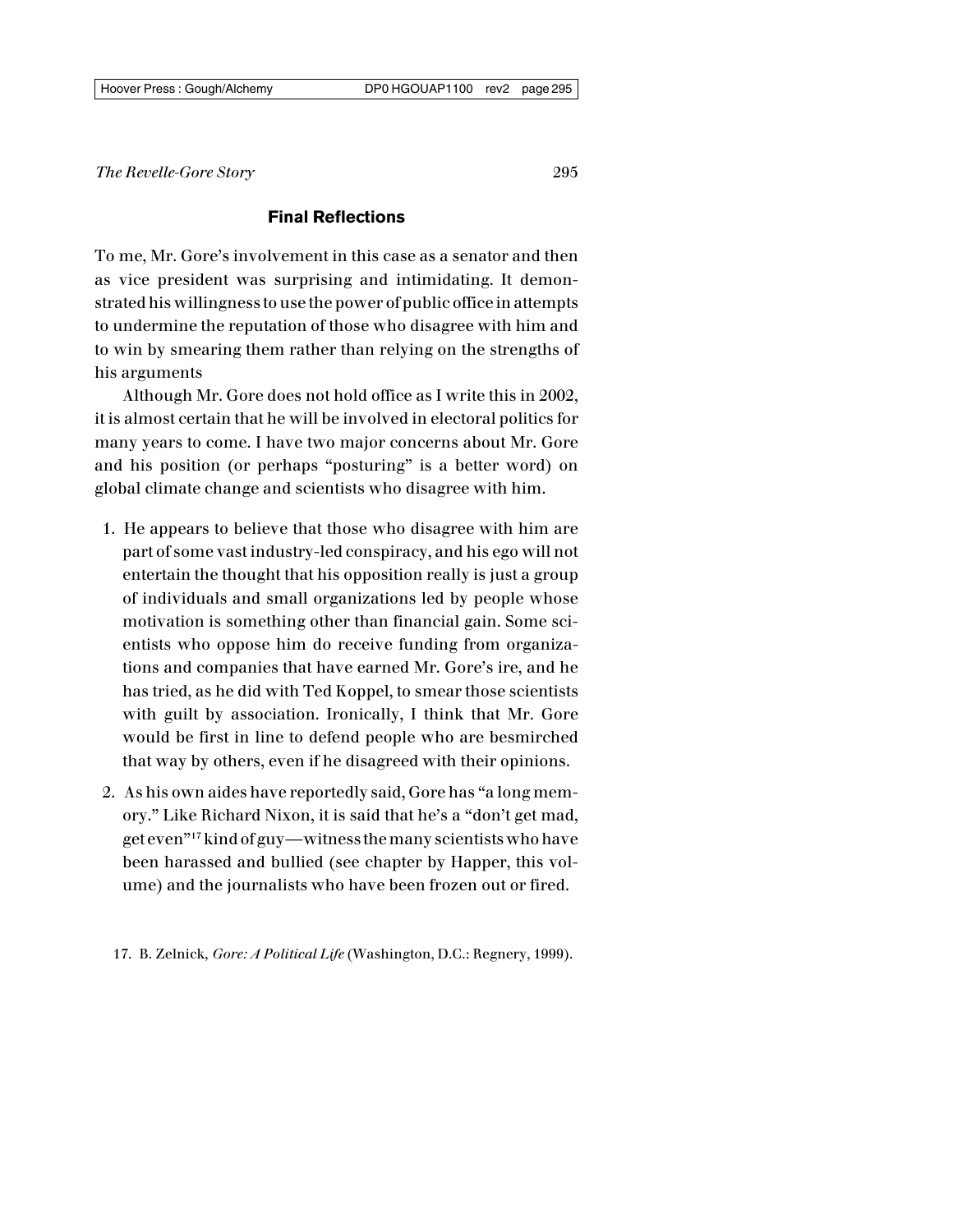## Final Reflections

To me, Mr. Gore's involvement in this case as a senator and then as vice president was surprising and intimidating. It demonstrated his willingness to use the power of public office in attempts to undermine the reputation of those who disagree with him and to win by smearing them rather than relying on the strengths of his arguments

Although Mr. Gore does not hold office as I write this in 2002, it is almost certain that he will be involved in electoral politics for many years to come. I have two major concerns about Mr. Gore and his position (or perhaps "posturing" is a better word) on global climate change and scientists who disagree with him.

1. He appears to believe that those who disagree with him are part of some vast industry-led conspiracy, and his ego will not entertain the thought that his opposition really is just a group of individuals and small organizations led by people whose motivation is something other than financial gain. Some scientists who oppose him do receive funding from organizations and companies that have earned Mr. Gore's ire, and he has tried, as he did with Ted Koppel, to smear those scientists with guilt by association. Ironically, I think that Mr. Gore would be first in line to defend people who are besmirched that way by others, even if he disagreed with their opinions.
2. As his own aides have reportedly said, Gore has "a long memory." Like Richard Nixon, it is said that he's a "don't get mad, get even"[17] kind of guy—witness the many scientists who have been harassed and bullied (see chapter by Happer, this volume) and the journalists who have been frozen out or fired.

17. B. Zelnick, *Gore: A Political Life* (Washington, D.C.: Regnery, 1999).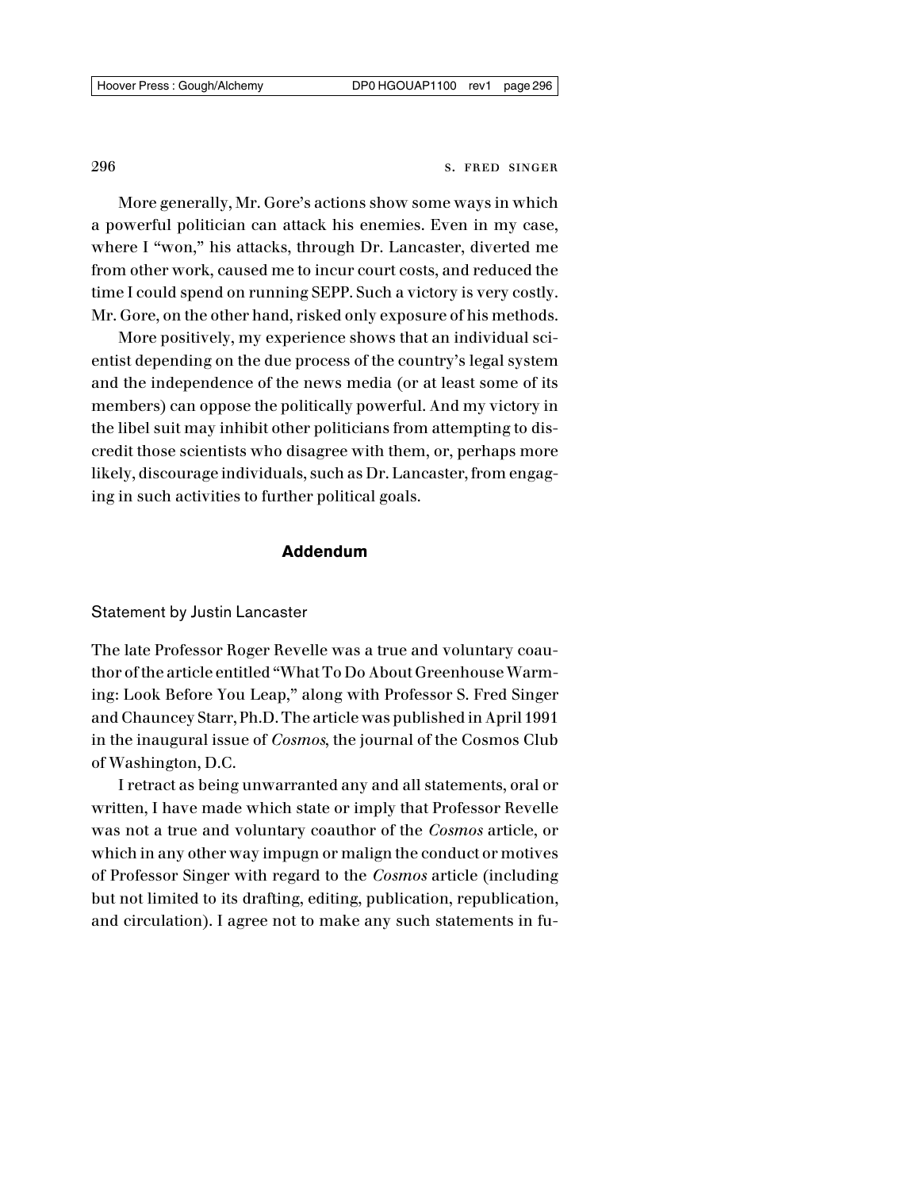More generally, Mr. Gore's actions show some ways in which a powerful politician can attack his enemies. Even in my case, where I "won," his attacks, through Dr. Lancaster, diverted me from other work, caused me to incur court costs, and reduced the time I could spend on running SEPP. Such a victory is very costly. Mr. Gore, on the other hand, risked only exposure of his methods.

More positively, my experience shows that an individual scientist depending on the due process of the country's legal system and the independence of the news media (or at least some of its members) can oppose the politically powerful. And my victory in the libel suit may inhibit other politicians from attempting to discredit those scientists who disagree with them, or, perhaps more likely, discourage individuals, such as Dr. Lancaster, from engaging in such activities to further political goals.

## Addendum

Statement by Justin Lancaster

The late Professor Roger Revelle was a true and voluntary coauthor of the article entitled "What To Do About Greenhouse Warming: Look Before You Leap," along with Professor S. Fred Singer and Chauncey Starr, Ph.D. The article was published in April 1991 in the inaugural issue of *Cosmos*, the journal of the Cosmos Club of Washington, D.C.

I retract as being unwarranted any and all statements, oral or written, I have made which state or imply that Professor Revelle was not a true and voluntary coauthor of the *Cosmos* article, or which in any other way impugn or malign the conduct or motives of Professor Singer with regard to the *Cosmos* article (including but not limited to its drafting, editing, publication, republication, and circulation). I agree not to make any such statements in fu-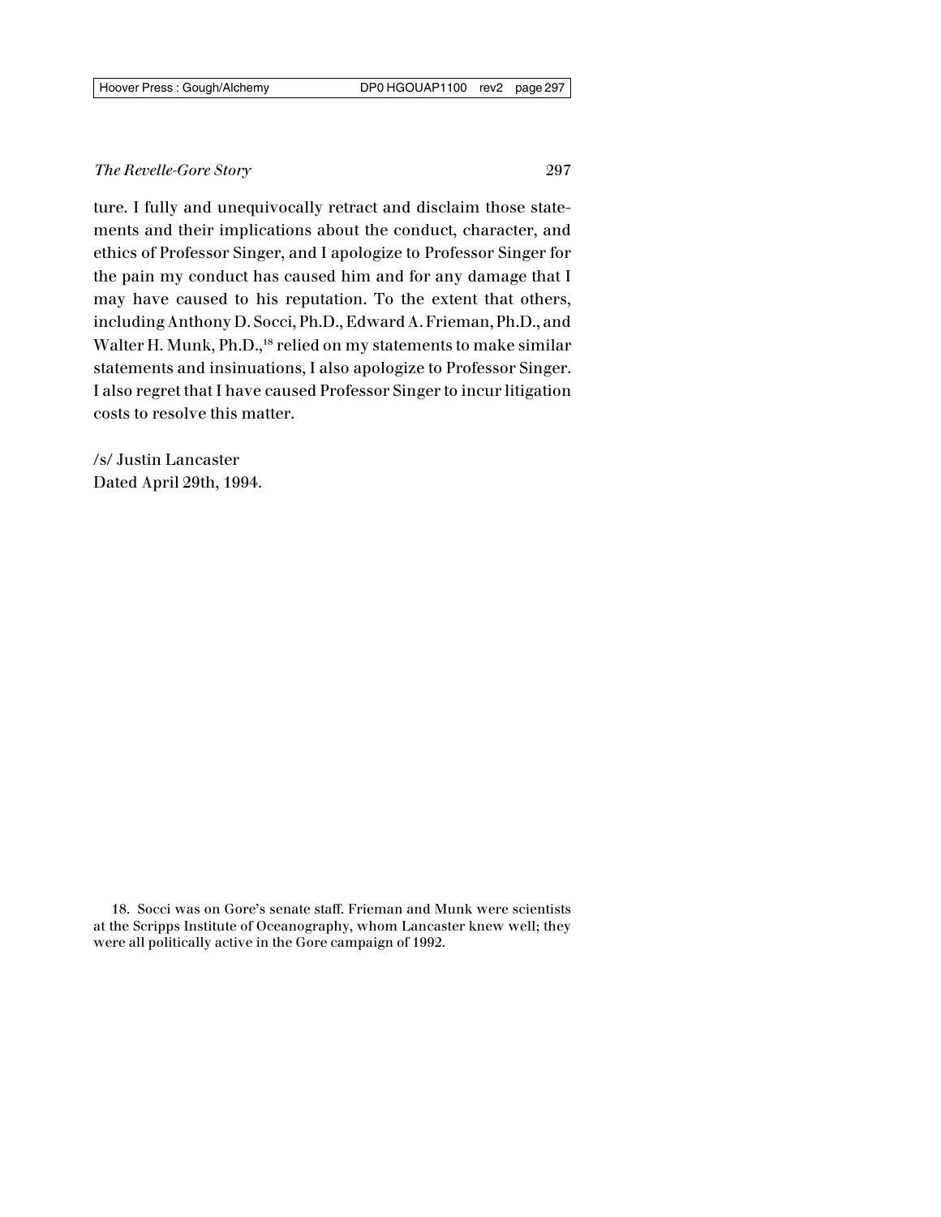ture. I fully and unequivocally retract and disclaim those statements and their implications about the conduct, character, and ethics of Professor Singer, and I apologize to Professor Singer for the pain my conduct has caused him and for any damage that I may have caused to his reputation. To the extent that others, including Anthony D. Socci, Ph.D., Edward A. Frieman, Ph.D., and Walter H. Munk, Ph.D.,[18] relied on my statements to make similar statements and insinuations, I also apologize to Professor Singer. I also regret that I have caused Professor Singer to incur litigation costs to resolve this matter.

/s/ Justin Lancaster
Dated April 29th, 1994.

18. Socci was on Gore's senate staff. Frieman and Munk were scientists at the Scripps Institute of Oceanography, whom Lancaster knew well; they were all politically active in the Gore campaign of 1992.